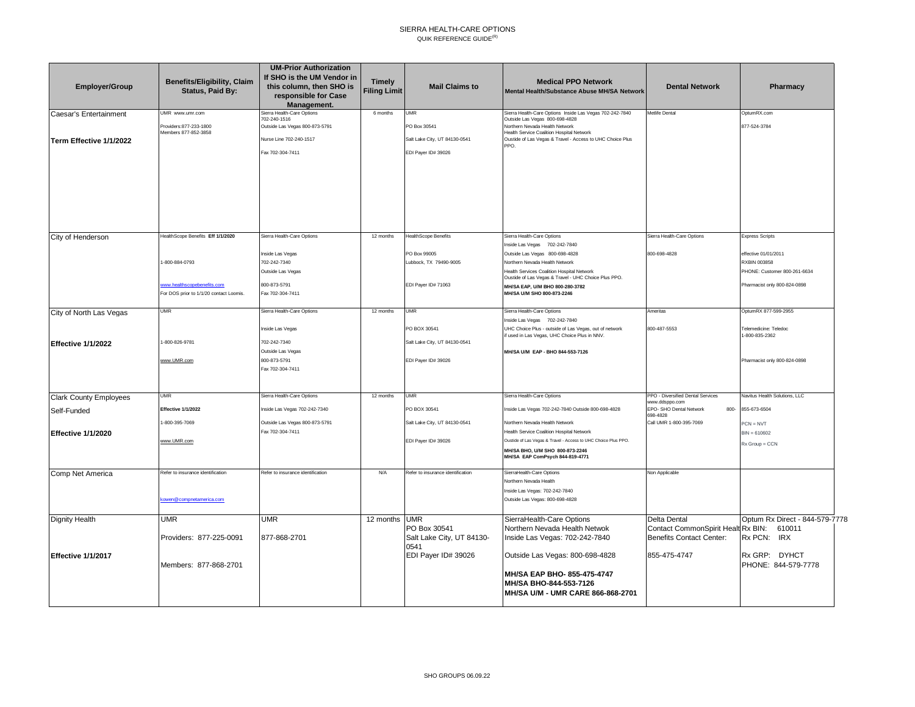# SIERRA HEALTH-CARE OPTIONS

QUIK REFERENCE GUIDE[(R)]

| Employer/Group | Benefits/Eligibility, Claim Status, Paid By: | UM-Prior Authorization If SHO is the UM Vendor in this column, then SHO is responsible for Case Management. | Timely Filing Limit | Mail Claims to | Medical PPO Network Mental Health/Substance Abuse MH/SA Network | Dental Network | Pharmacy |
|---|---|---|---|---|---|---|---|
| Caesar's Entertainment<br><br>**Term Effective 1/1/2022** | UMR www.umr.com<br><br>Providers:877-233-1800<br>Members 877-852-3858 | Sierra Health-Care Options<br>702-240-1516<br>Outside Las Vegas 800-873-5791<br><br>Nurse Line 702-240-1517<br><br>Fax 702-304-7411 | 6 months | UMR<br><br>PO Box 30541<br><br>Salt Lake City, UT 84130-0541<br><br>EDI Payer ID# 39026 | Sierra Health-Care Options Inside Las Vegas 702-242-7840<br>Outside Las Vegas 800-698-4828<br>Northern Nevada Health Network<br>Health Service Coalition Hospital Network<br>Oustide of Las Vegas & Travel - Access to UHC Choice Plus PPO. | Metlife Dental | OptumRX.com<br><br>877-524-3784 |
| City of Henderson | HealthScope Benefits **Eff 1/1/2020**<br><br>1-800-884-0793<br><br>www.healthscopebenefits.com<br>For DOS prior to 1/1/20 contact Loomis. | Sierra Health-Care Options<br><br>Inside Las Vegas<br>702-242-7340<br>Outside Las Vegas<br>800-873-5791<br>Fax 702-304-7411 | 12 months | HealthScope Benefits<br><br>PO Box 99005<br>Lubbock, TX 79490-9005<br><br>EDI Payer ID# 71063 | Sierra Health-Care Options<br>Inside Las Vegas 702-242-7840<br>Outside Las Vegas 800-698-4828<br>Northern Nevada Health Network<br>Health Services Coalition Hospital Network<br>Oustide of Las Vegas & Travel - UHC Choice Plus PPO.<br>**MH/SA EAP, U/M BHO 800-280-3782**<br>**MH/SA U/M SHO 800-873-2246** | Sierra Health-Care Options<br><br>800-698-4828 | Express Scripts<br><br>effective 01/01/2011<br>RXBIN 003858<br>PHONE: Customer 800-261-6634<br><br>Pharmacist only 800-824-0898 |
| City of North Las Vegas<br><br>**Effective 1/1/2022** | UMR<br><br>1-800-826-9781<br><br>www.UMR.com | Sierra Health-Care Options<br><br>Inside Las Vegas<br>702-242-7340<br>Outside Las Vegas<br>800-873-5791<br>Fax 702-304-7411 | 12 months | UMR<br><br>PO BOX 30541<br><br>Salt Lake City, UT 84130-0541<br><br>EDI Payer ID# 39026 | Sierra Health-Care Options<br>Inside Las Vegas 702-242-7840<br>UHC Choice Plus - outside of Las Vegas, out of network if used in Las Vegas, UHC Choice Plus in NNV.<br><br>**MH/SA U/M EAP - BHO 844-553-7126** | Ameritas<br><br>800-487-5553 | OptumRX 877-599-2955<br><br>Telemedicine: Teledoc<br>1-800-835-2362<br><br>Pharmacist only 800-824-0898 |
| Clark County Employees<br><br>Self-Funded<br><br>**Effective 1/1/2020** | UMR<br><br>**Effective 1/1/2022**<br><br>1-800-395-7069<br><br>www.UMR.com | Sierra Health-Care Options<br><br>Inside Las Vegas 702-242-7340<br><br>Outside Las Vegas 800-873-5791<br><br>Fax 702-304-7411 | 12 months | UMR<br><br>PO BOX 30541<br><br>Salt Lake City, UT 84130-0541<br><br>EDI Payer ID# 39026 | Sierra Health-Care Options<br><br>Inside Las Vegas 702-242-7840 Outside 800-698-4828<br><br>Northern Nevada Health Network<br>Health Service Coalition Hospital Network<br>Oustide of Las Vegas & Travel - Access to UHC Choice Plus PPO.<br>**MH/SA BHO, U/M SHO 800-873-2246**<br>**MH/SA EAP ComPsych 844-819-4771** | PPO - Diversified Dental Services<br>www.ddsppo.com<br>EPO- SHO Dental Network 800-698-4828<br>Call UMR 1-800-395-7069 | Navitus Health Solutions, LLC<br><br>855-673-6504<br><br>PCN = NVT<br>BIN = 610602<br><br>Rx Group = CCN |
| Comp Net America | Refer to insurance identification<br><br>kowen@compnetamerica.com | Refer to insurance identification | N/A | Refer to insurance identification | SierraHealth-Care Options<br>Northern Nevada Health<br>Inside Las Vegas: 702-242-7840<br>Outside Las Vegas: 800-698-4828 | Non Applicable | |
| Dignity Health<br><br>**Effective 1/1/2017** | UMR<br><br>Providers: 877-225-0091<br><br>Members: 877-868-2701 | UMR<br><br>877-868-2701 | 12 months | UMR<br>PO Box 30541<br>Salt Lake City, UT 84130-0541<br>EDI Payer ID# 39026 | SierraHealth-Care Options<br>Northern Nevada Health Netwok<br>Inside Las Vegas: 702-242-7840<br><br>Outside Las Vegas: 800-698-4828<br><br>**MH/SA EAP BHO- 855-475-4747**<br>**MH/SA BHO-844-553-7126**<br>**MH/SA U/M - UMR CARE 866-868-2701** | Delta Dental<br>Contact CommonSpirit Healt<br>Benefits Contact Center:<br><br>855-475-4747 | Optum Rx Direct - 844-579-7778<br>Rx BIN: 610011<br>Rx PCN: IRX<br><br>Rx GRP: DYHCT<br>PHONE: 844-579-7778 |

SHO GROUPS 06.09.22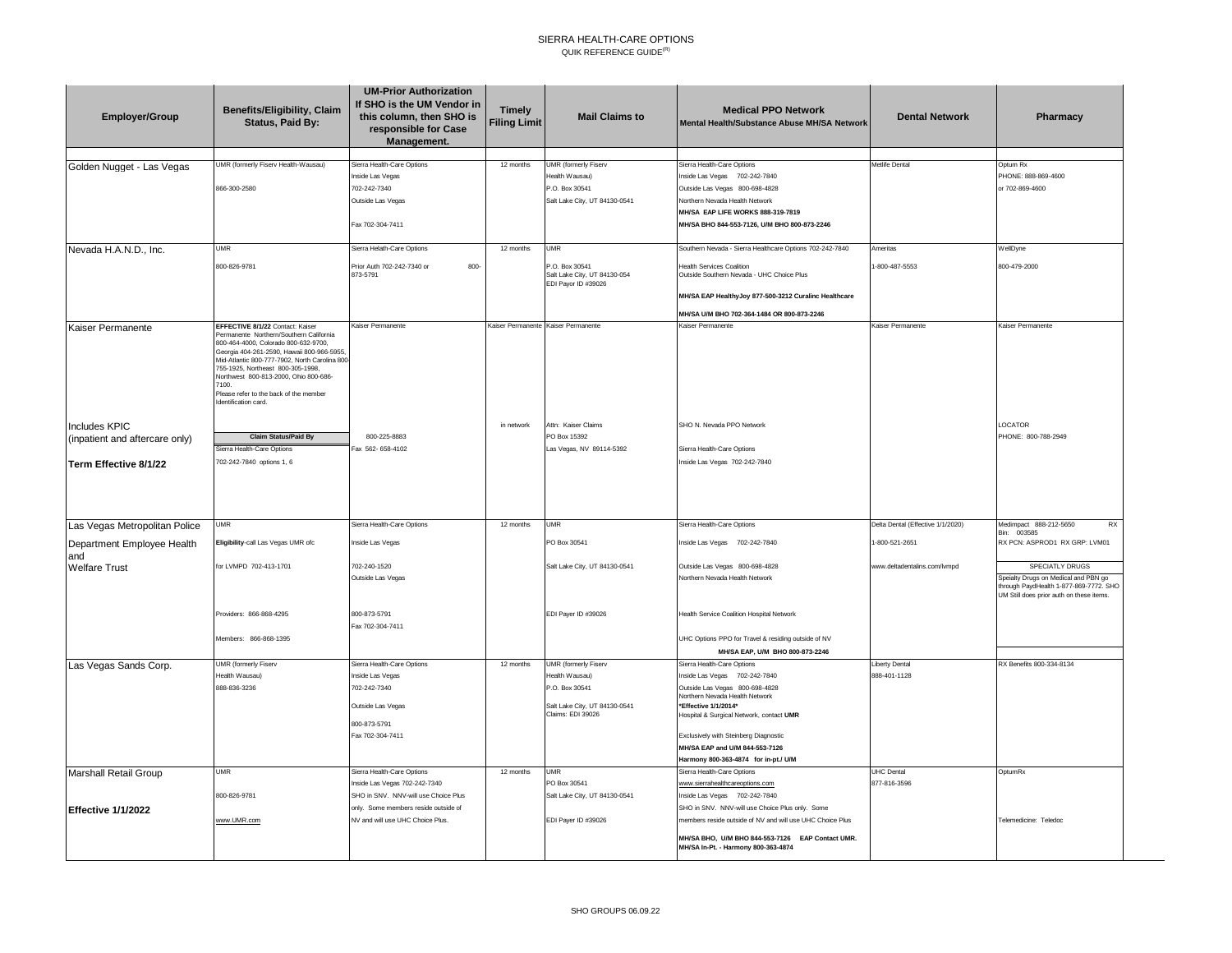# SIERRA HEALTH-CARE OPTIONS

QUIK REFERENCE GUIDE[R]

| Employer/Group | Benefits/Eligibility, Claim Status, Paid By: | UM-Prior Authorization If SHO is the UM Vendor in this column, then SHO is responsible for Case Management. | Timely Filing Limit | Mail Claims to | Medical PPO Network Mental Health/Substance Abuse MH/SA Network | Dental Network | Pharmacy |
|---|---|---|---|---|---|---|---|
| Golden Nugget - Las Vegas | UMR (formerly Fiserv Health-Wausau)<br><br>866-300-2580 | Sierra Health-Care Options<br>Inside Las Vegas<br>702-242-7340<br>Outside Las Vegas<br><br>Fax 702-304-7411 | 12 months | UMR (formerly Fiserv Health Wausau)<br>P.O. Box 30541<br>Salt Lake City, UT 84130-0541 | Sierra Health-Care Options<br>Inside Las Vegas 702-242-7840<br>Outside Las Vegas 800-698-4828<br>Northern Nevada Health Network<br>**MH/SA EAP LIFE WORKS 888-319-7819**<br>**MH/SA BHO 844-553-7126, U/M BHO 800-873-2246** | Metlife Dental | Optum Rx<br>PHONE: 888-869-4600<br>or 702-869-4600 |
| Nevada H.A.N.D., Inc. | UMR<br><br>800-826-9781 | Sierra Helath-Care Options<br><br>Prior Auth 702-242-7340 or 800-873-5791 | 12 months | UMR<br><br>P.O. Box 30541<br>Salt Lake City, UT 84130-054<br>EDI Payor ID #39026 | Southern Nevada - Sierra Healthcare Options 702-242-7840<br><br>Health Services Coalition<br>Outside Southern Nevada - UHC Choice Plus<br><br>**MH/SA EAP HealthyJoy 877-500-3212 Curalinc Healthcare**<br><br>**MH/SA U/M BHO 702-364-1484 OR 800-873-2246** | Ameritas<br><br>1-800-487-5553 | WellDyne<br><br>800-479-2000 |
| Kaiser Permanente<br><br>Includes KPIC<br>(inpatient and aftercare only)<br><br>**Term Effective 8/1/22** | **EFFECTIVE 8/1/22** Contact: Kaiser Permanente Northern/Southern California 800-464-4000, Colorado 800-632-9700, Georgia 404-261-2590, Hawaii 800-966-5955, Mid-Atlantic 800-777-7902, North Carolina 800-755-1925, Northeast 800-305-1998, Northwest 800-813-2000, Ohio 800-686-7100.<br>Please refer to the back of the member Identification card.<br><br>**Claim Status/Paid By**<br>Sierra Health-Care Options<br>702-242-7840 options 1, 6 | Kaiser Permanente<br><br>800-225-8883<br>Fax 562- 658-4102 | Kaiser Permanente<br><br>in network | Kaiser Permanente<br><br>Attn: Kaiser Claims<br>PO Box 15392<br>Las Vegas, NV 89114-5392 | Kaiser Permanente<br><br>SHO N. Nevada PPO Network<br><br>Sierra Health-Care Options<br>Inside Las Vegas 702-242-7840 | Kaiser Permanente | Kaiser Permanente<br><br>LOCATOR<br>PHONE: 800-788-2949 |
| Las Vegas Metropolitan Police Department Employee Health and Welfare Trust | UMR<br>**Eligibility**-call Las Vegas UMR ofc for LVMPD 702-413-1701<br><br>Providers: 866-868-4295<br>Members: 866-868-1395 | Sierra Health-Care Options<br>Inside Las Vegas<br>702-240-1520<br>Outside Las Vegas<br><br>800-873-5791<br>Fax 702-304-7411 | 12 months | UMR<br>PO Box 30541<br>Salt Lake City, UT 84130-0541<br><br>EDI Payer ID #39026 | Sierra Health-Care Options<br>Inside Las Vegas 702-242-7840<br>Outside Las Vegas 800-698-4828<br>Northern Nevada Health Network<br><br>Health Service Coalition Hospital Network<br><br>UHC Options PPO for Travel & residing outside of NV<br>**MH/SA EAP, U/M BHO 800-873-2246** | Delta Dental (Effective 1/1/2020)<br>1-800-521-2651<br>www.deltadentalins.com/lvmpd | Medimpact 888-212-5650 RX Bin: 003585<br>RX PCN: ASPROD1 RX GRP: LVM01<br>SPECIATLY DRUGS<br>Spealty Drugs on Medical and PBN go through PaydHealth 1-877-869-7772. SHO UM Still does prior auth on these items. |
| Las Vegas Sands Corp. | UMR (formerly Fiserv Health Wausau)<br>888-836-3236 | Sierra Health-Care Options<br>Inside Las Vegas<br>702-242-7340<br>Outside Las Vegas<br>800-873-5791<br>Fax 702-304-7411 | 12 months | UMR (formerly Fiserv Health Wausau)<br>P.O. Box 30541<br>Salt Lake City, UT 84130-0541<br>Claims: EDI 39026 | Sierra Health-Care Options<br>Inside Las Vegas 702-242-7840<br>Outside Las Vegas 800-698-4828<br>Northern Nevada Health Network<br>*Effective 1/1/2014*<br>Hospital & Surgical Network, contact **UMR**<br><br>Exclusively with Steinberg Diagnostic<br>**MH/SA EAP and U/M 844-553-7126**<br>**Harmony 800-363-4874 for in-pt./ U/M** | Liberty Dental<br>888-401-1128 | RX Benefits 800-334-8134 |
| Marshall Retail Group<br><br>**Effective 1/1/2022** | UMR<br><br>800-826-9781<br><br>www.UMR.com | Sierra Health-Care Options<br>Inside Las Vegas 702-242-7340<br>SHO in SNV. NNV-will use Choice Plus only. Some members reside outside of NV and will use UHC Choice Plus. | 12 months | UMR<br>PO Box 30541<br>Salt Lake City, UT 84130-0541<br><br>EDI Payer ID #39026 | Sierra Health-Care Options<br>www.sierrahealthcareoptions.com<br>Inside Las Vegas 702-242-7840<br>SHO in SNV. NNV-will use Choice Plus only. Some members reside outside of NV and will use UHC Choice Plus<br><br>**MH/SA BHO, U/M BHO 844-553-7126 EAP Contact UMR.**<br>**MH/SA In-Pt. - Harmony 800-363-4874** | UHC Dental<br>877-816-3596 | OptumRx<br><br>Telemedicine: Teledoc |

SHO GROUPS 06.09.22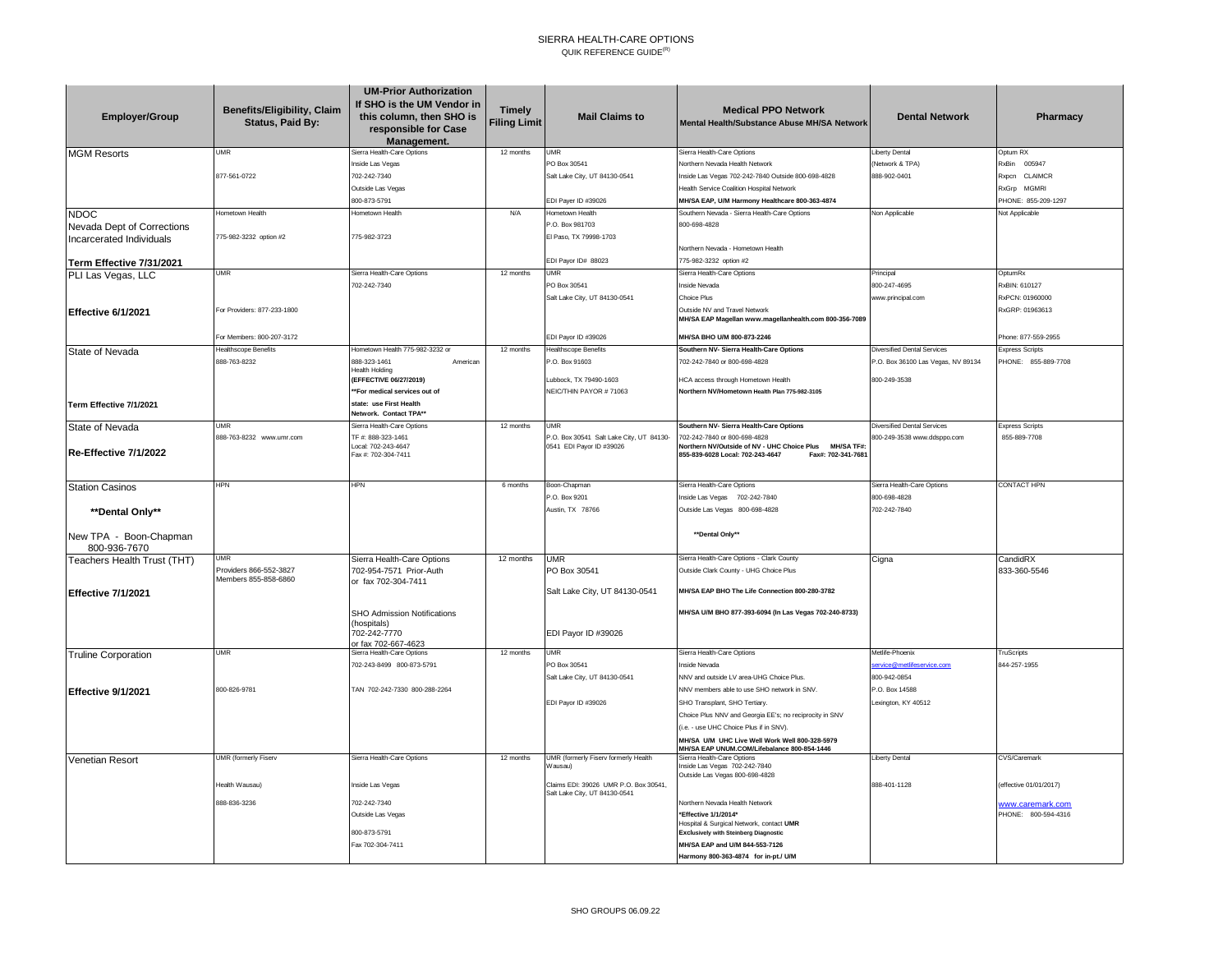# SIERRA HEALTH-CARE OPTIONS

QUIK REFERENCE GUIDE(R)

| Employer/Group | Benefits/Eligibility, Claim Status, Paid By: | UM-Prior Authorization If SHO is the UM Vendor in this column, then SHO is responsible for Case Management. | Timely Filing Limit | Mail Claims to | Medical PPO Network Mental Health/Substance Abuse MH/SA Network | Dental Network | Pharmacy |
|---|---|---|---|---|---|---|---|
| MGM Resorts | UMR<br><br>877-561-0722 | Sierra Health-Care Options<br>Inside Las Vegas<br>702-242-7340<br>Outside Las Vegas<br>800-873-5791 | 12 months | UMR<br>PO Box 30541<br>Salt Lake City, UT 84130-0541<br><br>EDI Payer ID #39026 | Sierra Health-Care Options<br>Northern Nevada Health Network<br>Inside Las Vegas 702-242-7840 Outside 800-698-4828<br>Health Service Coalition Hospital Network<br>**MH/SA EAP, U/M Harmony Healthcare 800-363-4874** | Liberty Dental<br>(Network & TPA)<br>888-902-0401 | Optum RX<br>RxBin 005947<br>Rxpcn CLAIMCR<br>RxGrp MGMRI<br>PHONE: 855-209-1297 |
| NDOC<br>Nevada Dept of Corrections<br>Incarcerated Individuals<br><br>**Term Effective 7/31/2021** | Hometown Health<br><br>775-982-3232 option #2 | Hometown Health<br><br>775-982-3723 | N/A | Hometown Health<br>P.O. Box 981703<br>El Paso, TX 79998-1703<br><br>EDI Payor ID# 88023 | Southern Nevada - Sierra Health-Care Options<br>800-698-4828<br><br>Northern Nevada - Hometown Health<br>775-982-3232 option #2 | Non Applicable | Not Applicable |
| PLI Las Vegas, LLC<br><br>**Effective 6/1/2021** | UMR<br><br>For Providers: 877-233-1800<br><br>For Members: 800-207-3172 | Sierra Health-Care Options<br>702-242-7340 | 12 months | UMR<br>PO Box 30541<br>Salt Lake City, UT 84130-0541<br><br>EDI Payor ID #39026 | Sierra Health-Care Options<br>Inside Nevada<br>Choice Plus<br>Outside NV and Travel Network<br>**MH/SA EAP Magellan www.magellanhealth.com 800-356-7089**<br><br>**MH/SA BHO U/M 800-873-2246** | Principal<br>800-247-4695<br>www.principal.com | OptumRx<br>RxBIN: 610127<br>RxPCN: 01960000<br>RxGRP: 01963613<br><br>Phone: 877-559-2955 |
| State of Nevada<br><br>**Term Effective 7/1/2021** | Healthscope Benefits<br>888-763-8232 | Hometown Health 775-982-3232 or<br>888-323-1461 American Health Holding<br>**(EFFECTIVE 06/27/2019)**<br>**\*\*For medical services out of state: use First Health Network. Contact TPA\*\*** | 12 months | Healthscope Benefits<br>P.O. Box 91603<br>Lubbock, TX 79490-1603<br>NEIC/THIN PAYOR # 71063 | **Southern NV- Sierra Health-Care Options**<br>702-242-7840 or 800-698-4828<br>HCA access through Hometown Health<br>**Northern NV/Hometown Health Plan 775-982-3105** | Diversified Dental Services<br>P.O. Box 36100 Las Vegas, NV 89134<br>800-249-3538 | Express Scripts<br>PHONE: 855-889-7708 |
| State of Nevada<br><br>**Re-Effective 7/1/2022** | UMR<br>888-763-8232 www.umr.com | Sierra Health-Care Options<br>TF #: 888-323-1461<br>Local: 702-243-4647<br>Fax #: 702-304-7411 | 12 months | UMR<br>P.O. Box 30541 Salt Lake City, UT 84130-0541 EDI Payor ID #39026 | **Southern NV- Sierra Health-Care Options**<br>702-242-7840 or 800-698-4828<br>**Northern NV/Outside of NV - UHC Choice Plus MH/SA TF#: 855-839-6028 Local: 702-243-4647 Fax#: 702-341-7681** | Diversified Dental Services<br>800-249-3538 www.ddsppo.com | Express Scripts<br>855-889-7708 |
| Station Casinos<br><br>**\*\*Dental Only\*\***<br><br>New TPA - Boon-Chapman<br>800-936-7670 | HPN | HPN | 6 months | Boon-Chapman<br>P.O. Box 9201<br>Austin, TX 78766 | Sierra Health-Care Options<br>Inside Las Vegas 702-242-7840<br>Outside Las Vegas 800-698-4828<br><br>**\*\*Dental Only\*\*** | Sierra Health-Care Options<br>800-698-4828<br>702-242-7840 | CONTACT HPN |
| Teachers Health Trust (THT)<br><br>**Effective 7/1/2021** | UMR<br>Providers 866-552-3827<br>Members 855-858-6860 | Sierra Health-Care Options<br>702-954-7571 Prior-Auth<br>or fax 702-304-7411<br><br>SHO Admission Notifications (hospitals)<br>702-242-7770<br>or fax 702-667-4623 | 12 months | UMR<br>PO Box 30541<br>Salt Lake City, UT 84130-0541<br><br>EDI Payor ID #39026 | Sierra Health-Care Options - Clark County<br>Outside Clark County - UHG Choice Plus<br>**MH/SA EAP BHO The Life Connection 800-280-3782**<br>**MH/SA U/M BHO 877-393-6094 (In Las Vegas 702-240-8733)** | Cigna | CandidRX<br>833-360-5546 |
| Truline Corporation<br><br>**Effective 9/1/2021** | UMR<br><br>800-826-9781 | Sierra Health-Care Options<br>702-243-8499 800-873-5791<br><br>TAN 702-242-7330 800-288-2264 | 12 months | UMR<br>PO Box 30541<br>Salt Lake City, UT 84130-0541<br><br>EDI Payor ID #39026 | Sierra Health-Care Options<br>Inside Nevada<br>NNV and outside LV area-UHG Choice Plus.<br>NNV members able to use SHO network in SNV.<br>SHO Transplant, SHO Tertiary.<br>Choice Plus NNV and Georgia EE's; no reciprocity in SNV<br>(i.e. - use UHC Choice Plus if in SNV).<br>**MH/SA U/M UHC Live Well Work Well 800-328-5979**<br>**MH/SA EAP UNUM.COM/Lifebalance 800-854-1446** | Metlife-Phoenix<br>service@metlifeservice.com<br>800-942-0854<br>P.O. Box 14588<br>Lexington, KY 40512 | TruScripts<br>844-257-1955 |
| Venetian Resort | UMR (formerly Fiserv<br><br>Health Wausau)<br><br>888-836-3236 | Sierra Health-Care Options<br><br>Inside Las Vegas<br><br>702-242-7340<br>Outside Las Vegas<br><br>800-873-5791<br>Fax 702-304-7411 | 12 months | UMR (formerly Fiserv formerly Health Wausau)<br>Claims EDI: 39026 UMR P.O. Box 30541, Salt Lake City, UT 84130-0541 | Sierra Health-Care Options<br>Inside Las Vegas 702-242-7840<br>Outside Las Vegas 800-698-4828<br><br>Northern Nevada Health Network<br>**\*Effective 1/1/2014\***<br>Hospital & Surgical Network, contact **UMR**<br>**Exclusively with Steinberg Diagnostic**<br>**MH/SA EAP and U/M 844-553-7126**<br>**Harmony 800-363-4874 for in-pt./ U/M** | Liberty Dental<br><br>888-401-1128 | CVS/Caremark<br><br>(effective 01/01/2017)<br><br>www.caremark.com<br>PHONE: 800-594-4316 |

SHO GROUPS 06.09.22